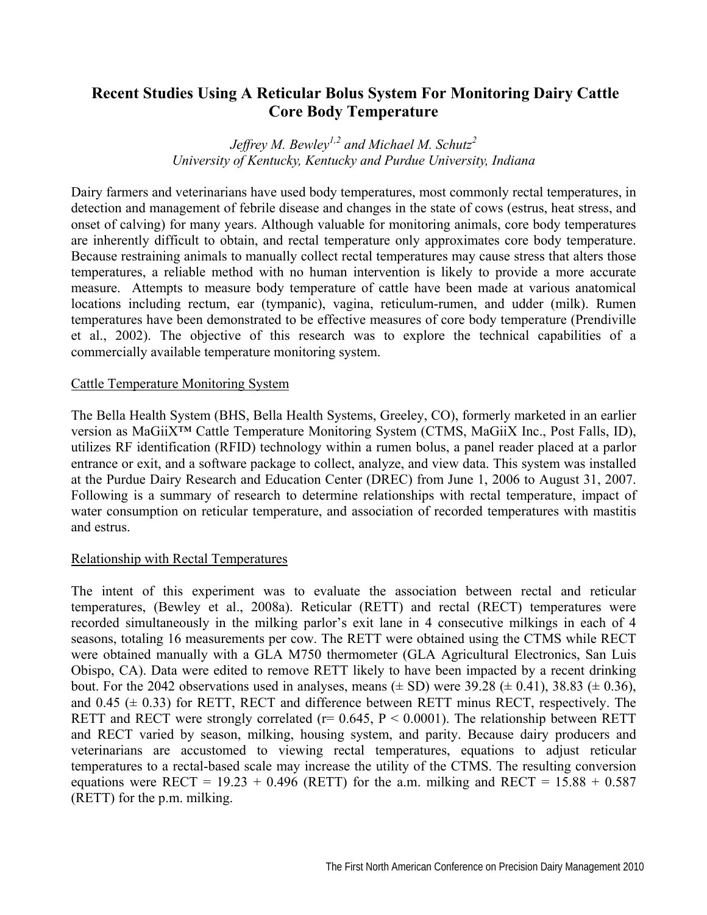# Recent Studies Using A Reticular Bolus System For Monitoring Dairy Cattle Core Body Temperature

*Jeffrey M. Bewley[1,2] and Michael M. Schutz[2]*
*University of Kentucky, Kentucky and Purdue University, Indiana*

Dairy farmers and veterinarians have used body temperatures, most commonly rectal temperatures, in detection and management of febrile disease and changes in the state of cows (estrus, heat stress, and onset of calving) for many years. Although valuable for monitoring animals, core body temperatures are inherently difficult to obtain, and rectal temperature only approximates core body temperature. Because restraining animals to manually collect rectal temperatures may cause stress that alters those temperatures, a reliable method with no human intervention is likely to provide a more accurate measure. Attempts to measure body temperature of cattle have been made at various anatomical locations including rectum, ear (tympanic), vagina, reticulum-rumen, and udder (milk). Rumen temperatures have been demonstrated to be effective measures of core body temperature (Prendiville et al., 2002). The objective of this research was to explore the technical capabilities of a commercially available temperature monitoring system.

## Cattle Temperature Monitoring System

The Bella Health System (BHS, Bella Health Systems, Greeley, CO), formerly marketed in an earlier version as MaGiiX™ Cattle Temperature Monitoring System (CTMS, MaGiiX Inc., Post Falls, ID), utilizes RF identification (RFID) technology within a rumen bolus, a panel reader placed at a parlor entrance or exit, and a software package to collect, analyze, and view data. This system was installed at the Purdue Dairy Research and Education Center (DREC) from June 1, 2006 to August 31, 2007. Following is a summary of research to determine relationships with rectal temperature, impact of water consumption on reticular temperature, and association of recorded temperatures with mastitis and estrus.

## Relationship with Rectal Temperatures

The intent of this experiment was to evaluate the association between rectal and reticular temperatures, (Bewley et al., 2008a). Reticular (RETT) and rectal (RECT) temperatures were recorded simultaneously in the milking parlor's exit lane in 4 consecutive milkings in each of 4 seasons, totaling 16 measurements per cow. The RETT were obtained using the CTMS while RECT were obtained manually with a GLA M750 thermometer (GLA Agricultural Electronics, San Luis Obispo, CA). Data were edited to remove RETT likely to have been impacted by a recent drinking bout. For the 2042 observations used in analyses, means (± SD) were 39.28 (± 0.41), 38.83 (± 0.36), and 0.45 (± 0.33) for RETT, RECT and difference between RETT minus RECT, respectively. The RETT and RECT were strongly correlated ($r = 0.645$, $P < 0.0001$). The relationship between RETT and RECT varied by season, milking, housing system, and parity. Because dairy producers and veterinarians are accustomed to viewing rectal temperatures, equations to adjust reticular temperatures to a rectal-based scale may increase the utility of the CTMS. The resulting conversion equations were $RECT = 19.23 + 0.496\,(RETT)$ for the a.m. milking and $RECT = 15.88 + 0.587\,(RETT)$ for the p.m. milking.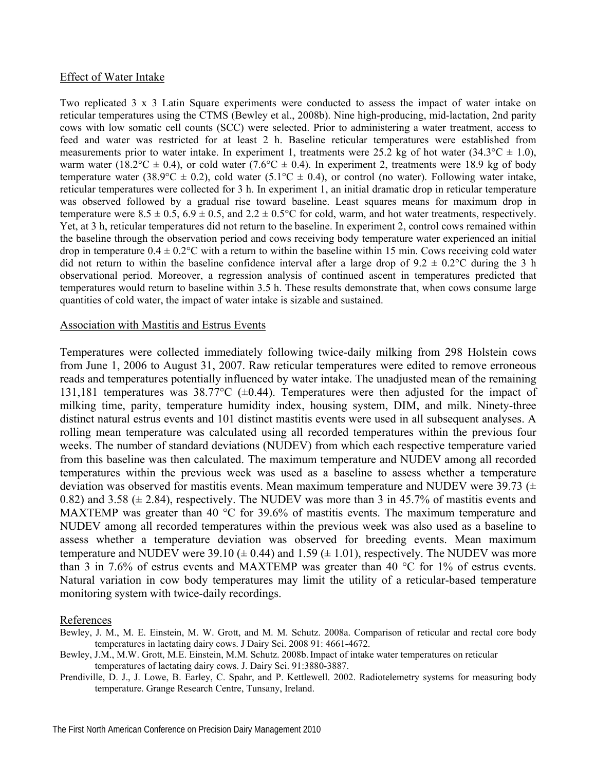## Effect of Water Intake

Two replicated 3 x 3 Latin Square experiments were conducted to assess the impact of water intake on reticular temperatures using the CTMS (Bewley et al., 2008b). Nine high-producing, mid-lactation, 2nd parity cows with low somatic cell counts (SCC) were selected. Prior to administering a water treatment, access to feed and water was restricted for at least 2 h. Baseline reticular temperatures were established from measurements prior to water intake. In experiment 1, treatments were 25.2 kg of hot water (34.3°C ± 1.0), warm water (18.2°C ± 0.4), or cold water (7.6°C ± 0.4). In experiment 2, treatments were 18.9 kg of body temperature water (38.9°C ± 0.2), cold water (5.1°C ± 0.4), or control (no water). Following water intake, reticular temperatures were collected for 3 h. In experiment 1, an initial dramatic drop in reticular temperature was observed followed by a gradual rise toward baseline. Least squares means for maximum drop in temperature were 8.5 ± 0.5, 6.9 ± 0.5, and 2.2 ± 0.5°C for cold, warm, and hot water treatments, respectively. Yet, at 3 h, reticular temperatures did not return to the baseline. In experiment 2, control cows remained within the baseline through the observation period and cows receiving body temperature water experienced an initial drop in temperature 0.4 ± 0.2°C with a return to within the baseline within 15 min. Cows receiving cold water did not return to within the baseline confidence interval after a large drop of 9.2 ± 0.2°C during the 3 h observational period. Moreover, a regression analysis of continued ascent in temperatures predicted that temperatures would return to baseline within 3.5 h. These results demonstrate that, when cows consume large quantities of cold water, the impact of water intake is sizable and sustained.

## Association with Mastitis and Estrus Events

Temperatures were collected immediately following twice-daily milking from 298 Holstein cows from June 1, 2006 to August 31, 2007. Raw reticular temperatures were edited to remove erroneous reads and temperatures potentially influenced by water intake. The unadjusted mean of the remaining 131,181 temperatures was 38.77°C (±0.44). Temperatures were then adjusted for the impact of milking time, parity, temperature humidity index, housing system, DIM, and milk. Ninety-three distinct natural estrus events and 101 distinct mastitis events were used in all subsequent analyses. A rolling mean temperature was calculated using all recorded temperatures within the previous four weeks. The number of standard deviations (NUDEV) from which each respective temperature varied from this baseline was then calculated. The maximum temperature and NUDEV among all recorded temperatures within the previous week was used as a baseline to assess whether a temperature deviation was observed for mastitis events. Mean maximum temperature and NUDEV were 39.73 (± 0.82) and 3.58 (± 2.84), respectively. The NUDEV was more than 3 in 45.7% of mastitis events and MAXTEMP was greater than 40 °C for 39.6% of mastitis events. The maximum temperature and NUDEV among all recorded temperatures within the previous week was also used as a baseline to assess whether a temperature deviation was observed for breeding events. Mean maximum temperature and NUDEV were 39.10 (± 0.44) and 1.59 (± 1.01), respectively. The NUDEV was more than 3 in 7.6% of estrus events and MAXTEMP was greater than 40 °C for 1% of estrus events. Natural variation in cow body temperatures may limit the utility of a reticular-based temperature monitoring system with twice-daily recordings.

## References

Bewley, J. M., M. E. Einstein, M. W. Grott, and M. M. Schutz. 2008a. Comparison of reticular and rectal core body temperatures in lactating dairy cows. J Dairy Sci. 2008 91: 4661-4672.

Bewley, J.M., M.W. Grott, M.E. Einstein, M.M. Schutz. 2008b. Impact of intake water temperatures on reticular temperatures of lactating dairy cows. J. Dairy Sci. 91:3880-3887.

Prendiville, D. J., J. Lowe, B. Earley, C. Spahr, and P. Kettlewell. 2002. Radiotelemetry systems for measuring body temperature. Grange Research Centre, Tunsany, Ireland.